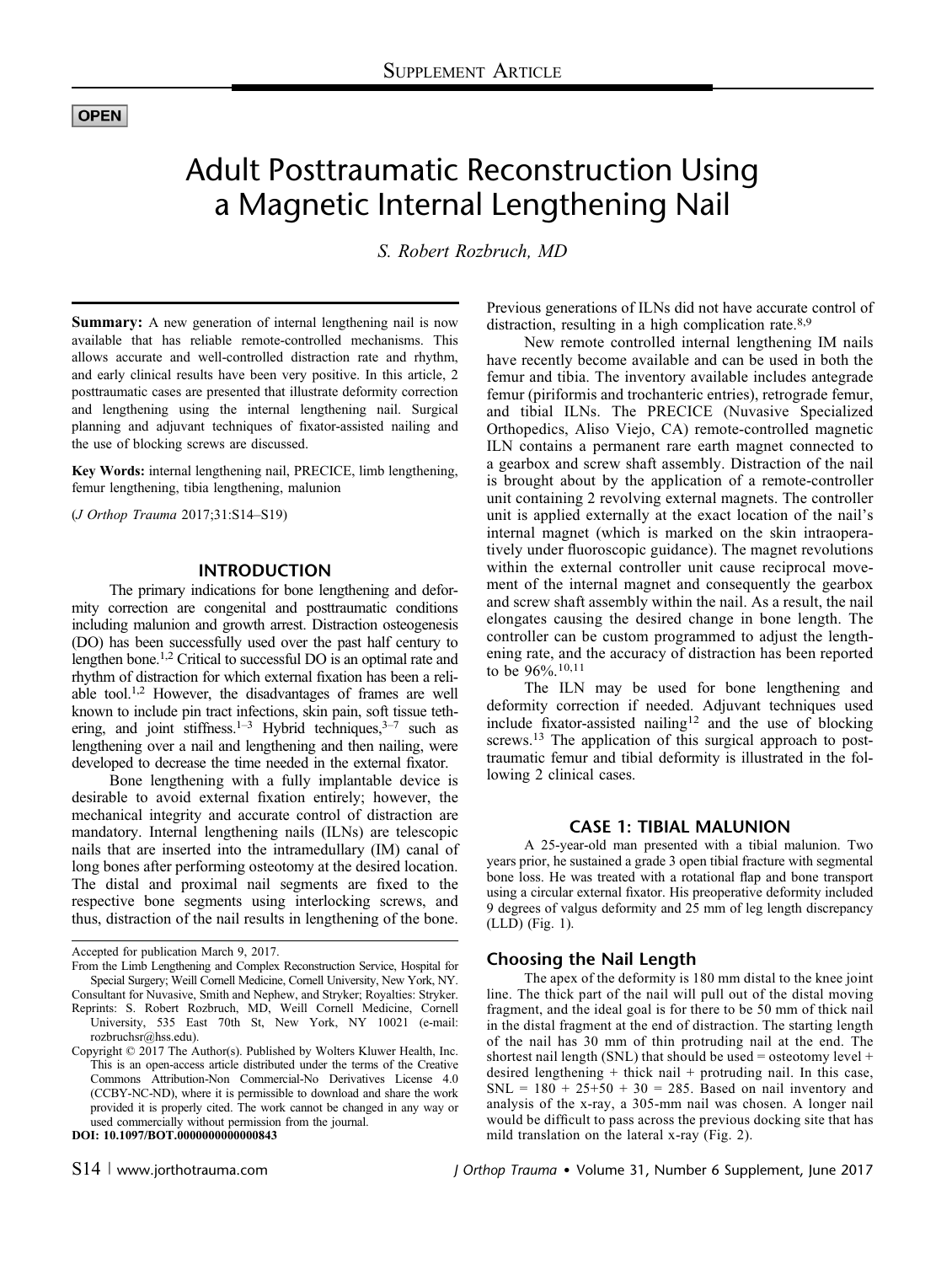OPEN

# Adult Posttraumatic Reconstruction Using a Magnetic Internal Lengthening Nail

*S. Robert Rozbruch, MD*

**Summary:** A new generation of internal lengthening nail is now available that has reliable remote-controlled mechanisms. This allows accurate and well-controlled distraction rate and rhythm, and early clinical results have been very positive. In this article, 2 posttraumatic cases are presented that illustrate deformity correction and lengthening using the internal lengthening nail. Surgical planning and adjuvant techniques of fixator-assisted nailing and the use of blocking screws are discussed.

**Key Words:** internal lengthening nail, PRECICE, limb lengthening, femur lengthening, tibia lengthening, malunion

(*J Orthop Trauma* 2017;31:S14–S19)

## INTRODUCTION

The primary indications for bone lengthening and deformity correction are congenital and posttraumatic conditions including malunion and growth arrest. Distraction osteogenesis (DO) has been successfully used over the past half century to lengthen bone.[1,2] Critical to successful DO is an optimal rate and rhythm of distraction for which external fixation has been a reliable tool.[1,2] However, the disadvantages of frames are well known to include pin tract infections, skin pain, soft tissue tethering, and joint stiffness.[1–3] Hybrid techniques,[3–7] such as lengthening over a nail and lengthening and then nailing, were developed to decrease the time needed in the external fixator.

Bone lengthening with a fully implantable device is desirable to avoid external fixation entirely; however, the mechanical integrity and accurate control of distraction are mandatory. Internal lengthening nails (ILNs) are telescopic nails that are inserted into the intramedullary (IM) canal of long bones after performing osteotomy at the desired location. The distal and proximal nail segments are fixed to the respective bone segments using interlocking screws, and thus, distraction of the nail results in lengthening of the bone. Previous generations of ILNs did not have accurate control of distraction, resulting in a high complication rate.[8,9]

New remote controlled internal lengthening IM nails have recently become available and can be used in both the femur and tibia. The inventory available includes antegrade femur (piriformis and trochanteric entries), retrograde femur, and tibial ILNs. The PRECICE (Nuvasive Specialized Orthopedics, Aliso Viejo, CA) remote-controlled magnetic ILN contains a permanent rare earth magnet connected to a gearbox and screw shaft assembly. Distraction of the nail is brought about by the application of a remote-controller unit containing 2 revolving external magnets. The controller unit is applied externally at the exact location of the nail's internal magnet (which is marked on the skin intraoperatively under fluoroscopic guidance). The magnet revolutions within the external controller unit cause reciprocal movement of the internal magnet and consequently the gearbox and screw shaft assembly within the nail. As a result, the nail elongates causing the desired change in bone length. The controller can be custom programmed to adjust the lengthening rate, and the accuracy of distraction has been reported to be 96%.[10,11]

The ILN may be used for bone lengthening and deformity correction if needed. Adjuvant techniques used include fixator-assisted nailing[12] and the use of blocking screws.[13] The application of this surgical approach to posttraumatic femur and tibial deformity is illustrated in the following 2 clinical cases.

## CASE 1: TIBIAL MALUNION

A 25-year-old man presented with a tibial malunion. Two years prior, he sustained a grade 3 open tibial fracture with segmental bone loss. He was treated with a rotational flap and bone transport using a circular external fixator. His preoperative deformity included 9 degrees of valgus deformity and 25 mm of leg length discrepancy (LLD) (Fig. 1).

### Choosing the Nail Length

The apex of the deformity is 180 mm distal to the knee joint line. The thick part of the nail will pull out of the distal moving fragment, and the ideal goal is for there to be 50 mm of thick nail in the distal fragment at the end of distraction. The starting length of the nail has 30 mm of thin protruding nail at the end. The shortest nail length (SNL) that should be used = osteotomy level + desired lengthening + thick nail + protruding nail. In this case, SNL = 180 + 25+50 + 30 = 285. Based on nail inventory and analysis of the x-ray, a 305-mm nail was chosen. A longer nail would be difficult to pass across the previous docking site that has mild translation on the lateral x-ray (Fig. 2).

Accepted for publication March 9, 2017.

From the Limb Lengthening and Complex Reconstruction Service, Hospital for Special Surgery; Weill Cornell Medicine, Cornell University, New York, NY.

Consultant for Nuvasive, Smith and Nephew, and Stryker; Royalties: Stryker.

Reprints: S. Robert Rozbruch, MD, Weill Cornell Medicine, Cornell University, 535 East 70th St, New York, NY 10021 (e-mail: rozbruchsr@hss.edu).

Copyright © 2017 The Author(s). Published by Wolters Kluwer Health, Inc. This is an open-access article distributed under the terms of the Creative Commons Attribution-Non Commercial-No Derivatives License 4.0 (CCBY-NC-ND), where it is permissible to download and share the work provided it is properly cited. The work cannot be changed in any way or used commercially without permission from the journal.

DOI: 10.1097/BOT.0000000000000843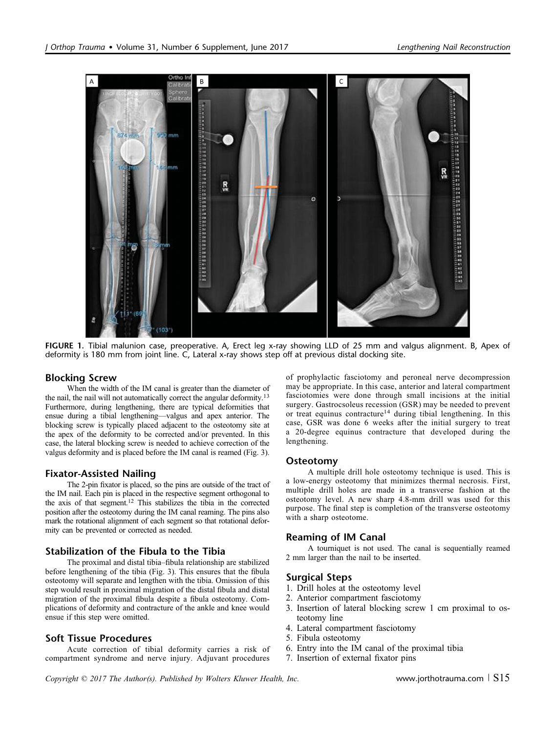FIGURE 1. Tibial malunion case, preoperative. A, Erect leg x-ray showing LLD of 25 mm and valgus alignment. B, Apex of deformity is 180 mm from joint line. C, Lateral x-ray shows step off at previous distal docking site.

## Blocking Screw

When the width of the IM canal is greater than the diameter of the nail, the nail will not automatically correct the angular deformity.[13] Furthermore, during lengthening, there are typical deformities that ensue during a tibial lengthening—valgus and apex anterior. The blocking screw is typically placed adjacent to the osteotomy site at the apex of the deformity to be corrected and/or prevented. In this case, the lateral blocking screw is needed to achieve correction of the valgus deformity and is placed before the IM canal is reamed (Fig. 3).

## Fixator-Assisted Nailing

The 2-pin fixator is placed, so the pins are outside of the tract of the IM nail. Each pin is placed in the respective segment orthogonal to the axis of that segment.[12] This stabilizes the tibia in the corrected position after the osteotomy during the IM canal reaming. The pins also mark the rotational alignment of each segment so that rotational deformity can be prevented or corrected as needed.

## Stabilization of the Fibula to the Tibia

The proximal and distal tibia–fibula relationship are stabilized before lengthening of the tibia (Fig. 3). This ensures that the fibula osteotomy will separate and lengthen with the tibia. Omission of this step would result in proximal migration of the distal fibula and distal migration of the proximal fibula despite a fibula osteotomy. Complications of deformity and contracture of the ankle and knee would ensue if this step were omitted.

## Soft Tissue Procedures

Acute correction of tibial deformity carries a risk of compartment syndrome and nerve injury. Adjuvant procedures of prophylactic fasciotomy and peroneal nerve decompression may be appropriate. In this case, anterior and lateral compartment fasciotomies were done through small incisions at the initial surgery. Gastrocsoleus recession (GSR) may be needed to prevent or treat equinus contracture[14] during tibial lengthening. In this case, GSR was done 6 weeks after the initial surgery to treat a 20-degree equinus contracture that developed during the lengthening.

## Osteotomy

A multiple drill hole osteotomy technique is used. This is a low-energy osteotomy that minimizes thermal necrosis. First, multiple drill holes are made in a transverse fashion at the osteotomy level. A new sharp 4.8-mm drill was used for this purpose. The final step is completion of the transverse osteotomy with a sharp osteotome.

## Reaming of IM Canal

A tourniquet is not used. The canal is sequentially reamed 2 mm larger than the nail to be inserted.

## Surgical Steps

1. Drill holes at the osteotomy level
2. Anterior compartment fasciotomy
3. Insertion of lateral blocking screw 1 cm proximal to osteotomy line
4. Lateral compartment fasciotomy
5. Fibula osteotomy
6. Entry into the IM canal of the proximal tibia
7. Insertion of external fixator pins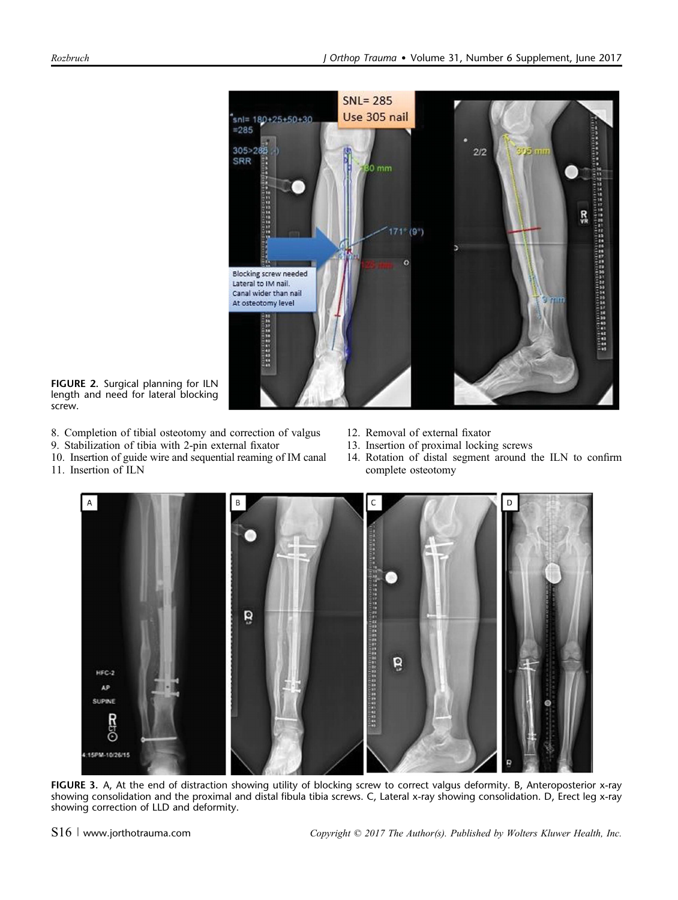FIGURE 2. Surgical planning for ILN length and need for lateral blocking screw.

8. Completion of tibial osteotomy and correction of valgus
9. Stabilization of tibia with 2-pin external fixator
10. Insertion of guide wire and sequential reaming of IM canal
11. Insertion of ILN
12. Removal of external fixator
13. Insertion of proximal locking screws
14. Rotation of distal segment around the ILN to confirm complete osteotomy

FIGURE 3. A, At the end of distraction showing utility of blocking screw to correct valgus deformity. B, Anteroposterior x-ray showing consolidation and the proximal and distal fibula tibia screws. C, Lateral x-ray showing consolidation. D, Erect leg x-ray showing correction of LLD and deformity.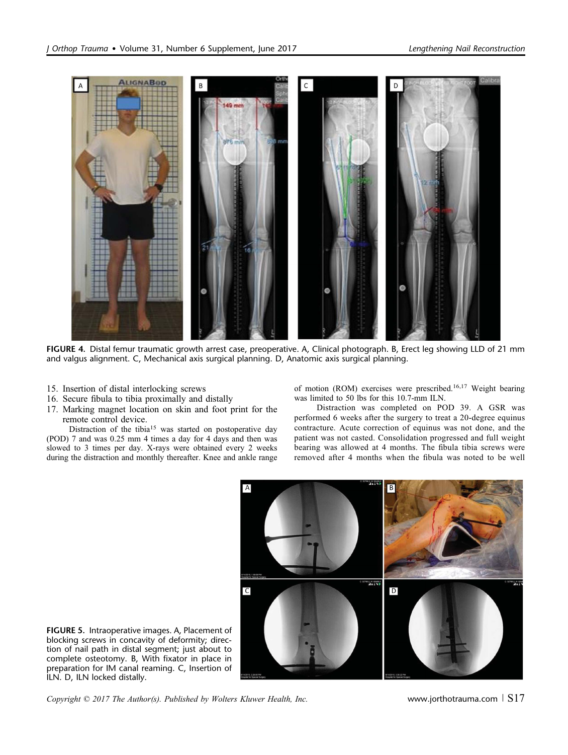FIGURE 4. Distal femur traumatic growth arrest case, preoperative. A, Clinical photograph. B, Erect leg showing LLD of 21 mm and valgus alignment. C, Mechanical axis surgical planning. D, Anatomic axis surgical planning.

15. Insertion of distal interlocking screws
16. Secure fibula to tibia proximally and distally
17. Marking magnet location on skin and foot print for the remote control device.

Distraction of the tibia[15] was started on postoperative day (POD) 7 and was 0.25 mm 4 times a day for 4 days and then was slowed to 3 times per day. X-rays were obtained every 2 weeks during the distraction and monthly thereafter. Knee and ankle range of motion (ROM) exercises were prescribed.[16,17] Weight bearing was limited to 50 lbs for this 10.7-mm ILN.

Distraction was completed on POD 39. A GSR was performed 6 weeks after the surgery to treat a 20-degree equinus contracture. Acute correction of equinus was not done, and the patient was not casted. Consolidation progressed and full weight bearing was allowed at 4 months. The fibula tibia screws were removed after 4 months when the fibula was noted to be well

FIGURE 5. Intraoperative images. A, Placement of blocking screws in concavity of deformity; direction of nail path in distal segment; just about to complete osteotomy. B, With fixator in place in preparation for IM canal reaming. C, Insertion of ILN. D, ILN locked distally.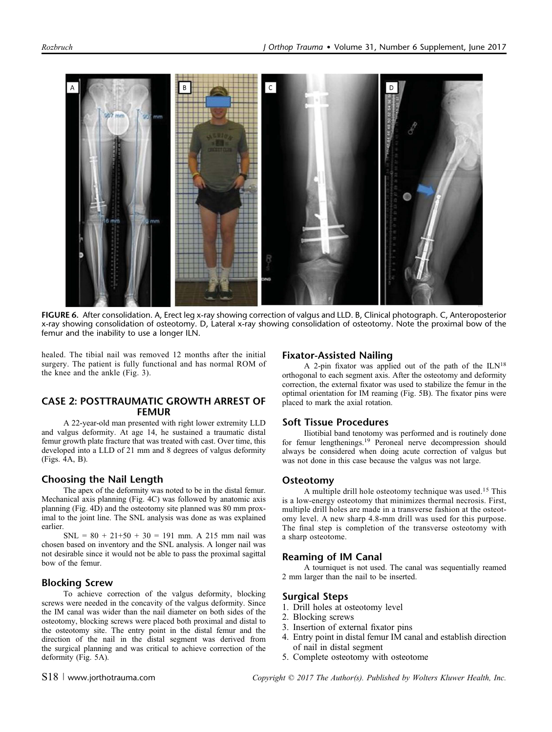**FIGURE 6.** After consolidation. A, Erect leg x-ray showing correction of valgus and LLD. B, Clinical photograph. C, Anteroposterior x-ray showing consolidation of osteotomy. D, Lateral x-ray showing consolidation of osteotomy. Note the proximal bow of the femur and the inability to use a longer ILN.

healed. The tibial nail was removed 12 months after the initial surgery. The patient is fully functional and has normal ROM of the knee and the ankle (Fig. 3).

## CASE 2: POSTTRAUMATIC GROWTH ARREST OF FEMUR

A 22-year-old man presented with right lower extremity LLD and valgus deformity. At age 14, he sustained a traumatic distal femur growth plate fracture that was treated with cast. Over time, this developed into a LLD of 21 mm and 8 degrees of valgus deformity (Figs. 4A, B).

### Choosing the Nail Length

The apex of the deformity was noted to be in the distal femur. Mechanical axis planning (Fig. 4C) was followed by anatomic axis planning (Fig. 4D) and the osteotomy site planned was 80 mm proximal to the joint line. The SNL analysis was done as was explained earlier.

SNL = 80 + 21+50 + 30 = 191 mm. A 215 mm nail was chosen based on inventory and the SNL analysis. A longer nail was not desirable since it would not be able to pass the proximal sagittal bow of the femur.

### Blocking Screw

To achieve correction of the valgus deformity, blocking screws were needed in the concavity of the valgus deformity. Since the IM canal was wider than the nail diameter on both sides of the osteotomy, blocking screws were placed both proximal and distal to the osteotomy site. The entry point in the distal femur and the direction of the nail in the distal segment was derived from the surgical planning and was critical to achieve correction of the deformity (Fig. 5A).

### Fixator-Assisted Nailing

A 2-pin fixator was applied out of the path of the ILN[18] orthogonal to each segment axis. After the osteotomy and deformity correction, the external fixator was used to stabilize the femur in the optimal orientation for IM reaming (Fig. 5B). The fixator pins were placed to mark the axial rotation.

### Soft Tissue Procedures

Iliotibial band tenotomy was performed and is routinely done for femur lengthenings.[19] Peroneal nerve decompression should always be considered when doing acute correction of valgus but was not done in this case because the valgus was not large.

### Osteotomy

A multiple drill hole osteotomy technique was used.[15] This is a low-energy osteotomy that minimizes thermal necrosis. First, multiple drill holes are made in a transverse fashion at the osteotomy level. A new sharp 4.8-mm drill was used for this purpose. The final step is completion of the transverse osteotomy with a sharp osteotome.

### Reaming of IM Canal

A tourniquet is not used. The canal was sequentially reamed 2 mm larger than the nail to be inserted.

### Surgical Steps

1. Drill holes at osteotomy level
2. Blocking screws
3. Insertion of external fixator pins
4. Entry point in distal femur IM canal and establish direction of nail in distal segment
5. Complete osteotomy with osteotome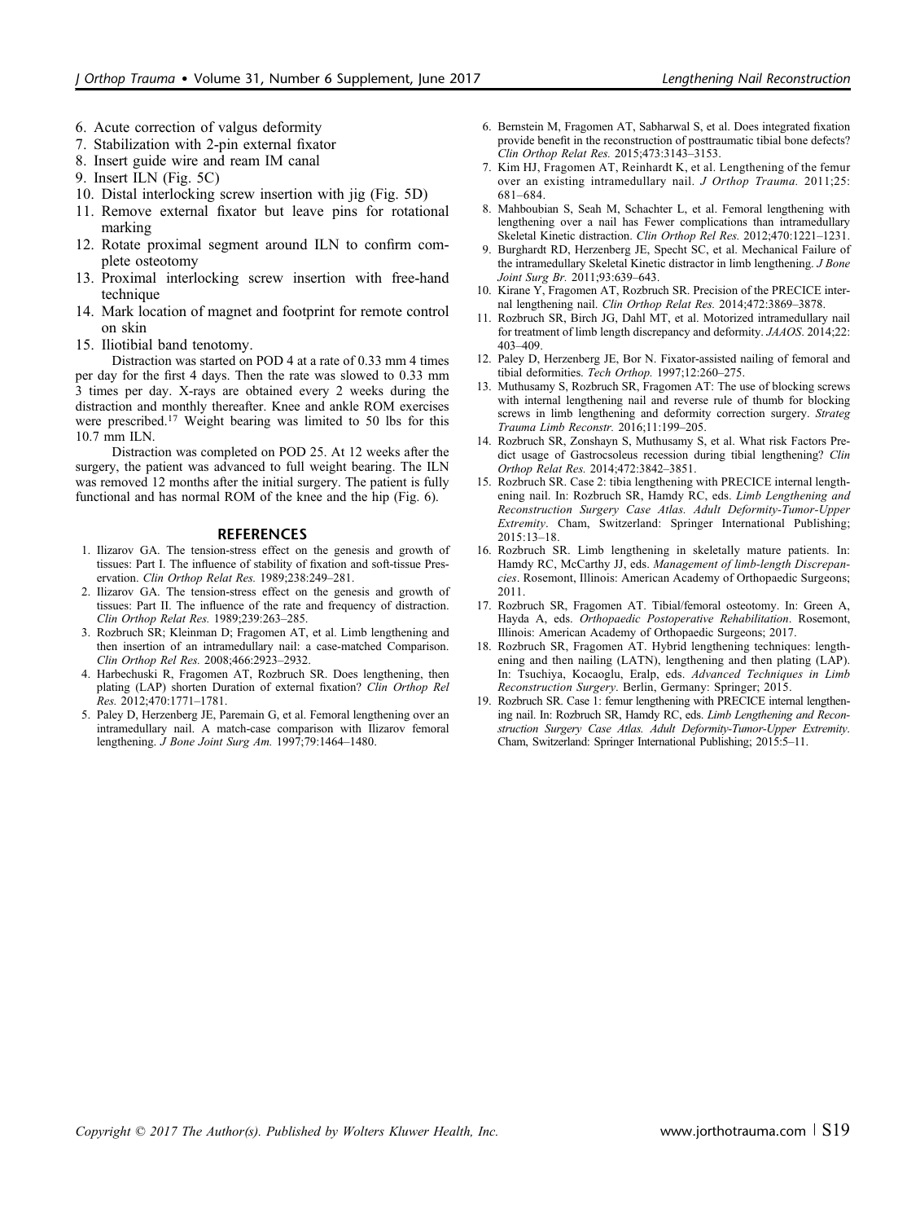6. Acute correction of valgus deformity
7. Stabilization with 2-pin external fixator
8. Insert guide wire and ream IM canal
9. Insert ILN (Fig. 5C)
10. Distal interlocking screw insertion with jig (Fig. 5D)
11. Remove external fixator but leave pins for rotational marking
12. Rotate proximal segment around ILN to confirm complete osteotomy
13. Proximal interlocking screw insertion with free-hand technique
14. Mark location of magnet and footprint for remote control on skin
15. Iliotibial band tenotomy.

Distraction was started on POD 4 at a rate of 0.33 mm 4 times per day for the first 4 days. Then the rate was slowed to 0.33 mm 3 times per day. X-rays are obtained every 2 weeks during the distraction and monthly thereafter. Knee and ankle ROM exercises were prescribed.[17] Weight bearing was limited to 50 lbs for this 10.7 mm ILN.

Distraction was completed on POD 25. At 12 weeks after the surgery, the patient was advanced to full weight bearing. The ILN was removed 12 months after the initial surgery. The patient is fully functional and has normal ROM of the knee and the hip (Fig. 6).

## REFERENCES

1. Ilizarov GA. The tension-stress effect on the genesis and growth of tissues: Part I. The influence of stability of fixation and soft-tissue Preservation. *Clin Orthop Relat Res.* 1989;238:249–281.
2. Ilizarov GA. The tension-stress effect on the genesis and growth of tissues: Part II. The influence of the rate and frequency of distraction. *Clin Orthop Relat Res.* 1989;239:263–285.
3. Rozbruch SR; Kleinman D; Fragomen AT, et al. Limb lengthening and then insertion of an intramedullary nail: a case-matched Comparison. *Clin Orthop Rel Res.* 2008;466:2923–2932.
4. Harbechuski R, Fragomen AT, Rozbruch SR. Does lengthening, then plating (LAP) shorten Duration of external fixation? *Clin Orthop Rel Res.* 2012;470:1771–1781.
5. Paley D, Herzenberg JE, Paremain G, et al. Femoral lengthening over an intramedullary nail. A match-case comparison with Ilizarov femoral lengthening. *J Bone Joint Surg Am.* 1997;79:1464–1480.
6. Bernstein M, Fragomen AT, Sabharwal S, et al. Does integrated fixation provide benefit in the reconstruction of posttraumatic tibial bone defects? *Clin Orthop Relat Res.* 2015;473:3143–3153.
7. Kim HJ, Fragomen AT, Reinhardt K, et al. Lengthening of the femur over an existing intramedullary nail. *J Orthop Trauma.* 2011;25: 681–684.
8. Mahboubian S, Seah M, Schachter L, et al. Femoral lengthening with lengthening over a nail has Fewer complications than intramedullary Skeletal Kinetic distraction. *Clin Orthop Rel Res.* 2012;470:1221–1231.
9. Burghardt RD, Herzenberg JE, Specht SC, et al. Mechanical Failure of the intramedullary Skeletal Kinetic distractor in limb lengthening. *J Bone Joint Surg Br.* 2011;93:639–643.
10. Kirane Y, Fragomen AT, Rozbruch SR. Precision of the PRECICE internal lengthening nail. *Clin Orthop Relat Res.* 2014;472:3869–3878.
11. Rozbruch SR, Birch JG, Dahl MT, et al. Motorized intramedullary nail for treatment of limb length discrepancy and deformity. *JAAOS*. 2014;22: 403–409.
12. Paley D, Herzenberg JE, Bor N. Fixator-assisted nailing of femoral and tibial deformities. *Tech Orthop.* 1997;12:260–275.
13. Muthusamy S, Rozbruch SR, Fragomen AT: The use of blocking screws with internal lengthening nail and reverse rule of thumb for blocking screws in limb lengthening and deformity correction surgery. *Strateg Trauma Limb Reconstr.* 2016;11:199–205.
14. Rozbruch SR, Zonshayn S, Muthusamy S, et al. What risk Factors Predict usage of Gastrocsoleus recession during tibial lengthening? *Clin Orthop Relat Res.* 2014;472:3842–3851.
15. Rozbruch SR. Case 2: tibia lengthening with PRECICE internal lengthening nail. In: Rozbruch SR, Hamdy RC, eds. *Limb Lengthening and Reconstruction Surgery Case Atlas. Adult Deformity-Tumor-Upper Extremity*. Cham, Switzerland: Springer International Publishing; 2015:13–18.
16. Rozbruch SR. Limb lengthening in skeletally mature patients. In: Hamdy RC, McCarthy JJ, eds. *Management of limb-length Discrepancies*. Rosemont, Illinois: American Academy of Orthopaedic Surgeons; 2011.
17. Rozbruch SR, Fragomen AT. Tibial/femoral osteotomy. In: Green A, Hayda A, eds. *Orthopaedic Postoperative Rehabilitation*. Rosemont, Illinois: American Academy of Orthopaedic Surgeons; 2017.
18. Rozbruch SR, Fragomen AT. Hybrid lengthening techniques: lengthening and then nailing (LATN), lengthening and then plating (LAP). In: Tsuchiya, Kocaoglu, Eralp, eds. *Advanced Techniques in Limb Reconstruction Surgery*. Berlin, Germany: Springer; 2015.
19. Rozbruch SR. Case 1: femur lengthening with PRECICE internal lengthening nail. In: Rozbruch SR, Hamdy RC, eds. *Limb Lengthening and Reconstruction Surgery Case Atlas. Adult Deformity-Tumor-Upper Extremity*. Cham, Switzerland: Springer International Publishing; 2015:5–11.